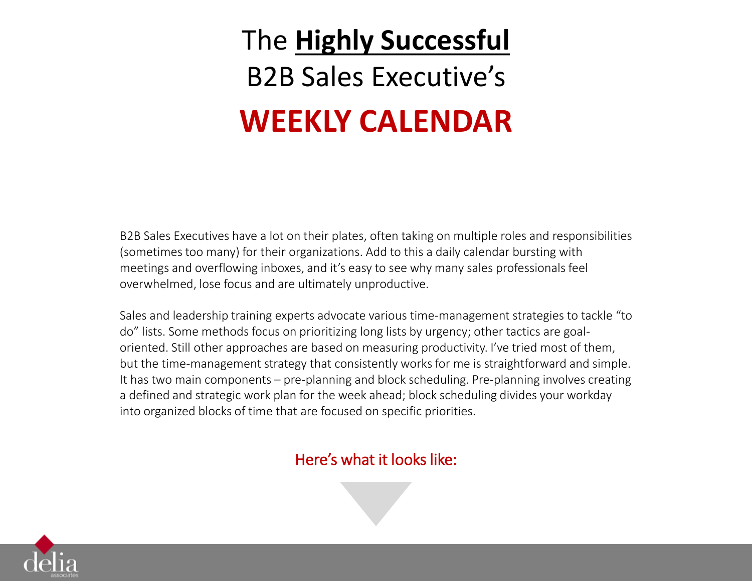# The **Highly Successful** B2B Sales Executive's **WEEKLY CALENDAR**

B2B Sales Executives have a lot on their plates, often taking on multiple roles and responsibilities (sometimes too many) for their organizations. Add to this a daily calendar bursting with meetings and overflowing inboxes, and it's easy to see why many sales professionals feel overwhelmed, lose focus and are ultimately unproductive.

Sales and leadership training experts advocate various time-management strategies to tackle "to do" lists. Some methods focus on prioritizing long lists by urgency; other tactics are goal-oriented. Still other approaches are based on measuring productivity. I've tried most of them, but the time-management strategy that consistently works for me is straightforward and simple. It has two main components – pre-planning and block scheduling. Pre-planning involves creating a defined and strategic work plan for the week ahead; block scheduling divides your workday into organized blocks of time that are focused on specific priorities.

Here's what it looks like: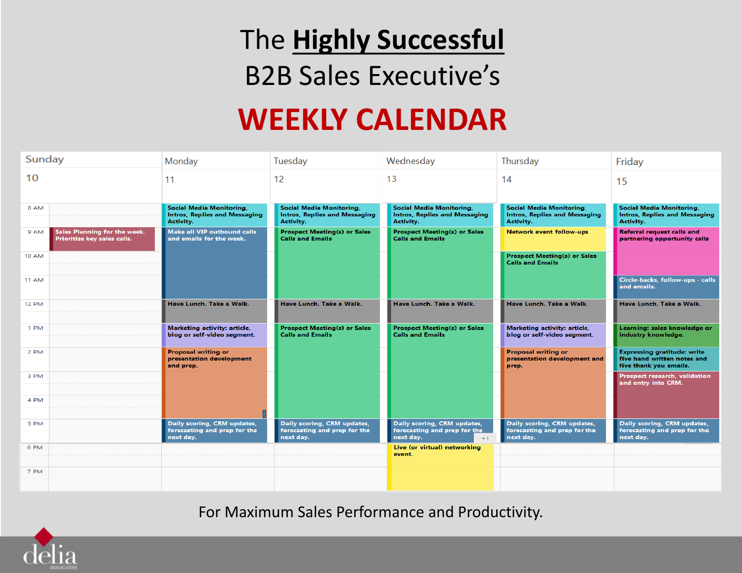# The **Highly Successful** B2B Sales Executive's

# WEEKLY CALENDAR

| | Sunday 10 | Monday 11 | Tuesday 12 | Wednesday 13 | Thursday 14 | Friday 15 |
|---|---|---|---|---|---|---|
| 8 AM | | Social Media Monitoring, Intros, Replies and Messaging Activity. | Social Media Monitoring, Intros, Replies and Messaging Activity. | Social Media Monitoring, Intros, Replies and Messaging Activity. | Social Media Monitoring, Intros, Replies and Messaging Activity. | Social Media Monitoring, Intros, Replies and Messaging Activity. |
| 9 AM | Sales Planning for the week. Prioritize key sales calls. | Make all VIP outbound calls and emails for the week. | Prospect Meeting(s) or Sales Calls and Emails | Prospect Meeting(s) or Sales Calls and Emails | Network event follow-ups | Referral request calls and partnering opportunity calls |
| 10 AM | | | | | Prospect Meeting(s) or Sales Calls and Emails | |
| 11 AM | | | | | | Circle-backs, follow-ups - calls and emails. |
| 12 PM | | Have Lunch. Take a Walk. | Have Lunch. Take a Walk. | Have Lunch. Take a Walk. | Have Lunch. Take a Walk. | Have Lunch. Take a Walk. |
| 1 PM | | Marketing activity: article, blog or self-video segment. | Prospect Meeting(s) or Sales Calls and Emails | Prospect Meeting(s) or Sales Calls and Emails | Marketing activity: article, blog or self-video segment. | Learning: sales knowledge or industry knowledge. |
| 2 PM | | Proposal writing or presentation development and prep. | | | Proposal writing or presentation development and prep. | Expressing gratitude: write five hand written notes and five thank you emails. |
| 3 PM | | | | | | Prospect research, validation and entry into CRM. |
| 4 PM | | | | | | |
| 5 PM | | Daily scoring, CRM updates, forecasting and prep for the next day. | Daily scoring, CRM updates, forecasting and prep for the next day. | Daily scoring, CRM updates, forecasting and prep for the next day. | Daily scoring, CRM updates, forecasting and prep for the next day. | Daily scoring, CRM updates, forecasting and prep for the next day. |
| 6 PM | | | | Live (or virtual) networking event. | | |
| 7 PM | | | | | | |

For Maximum Sales Performance and Productivity.

delia associates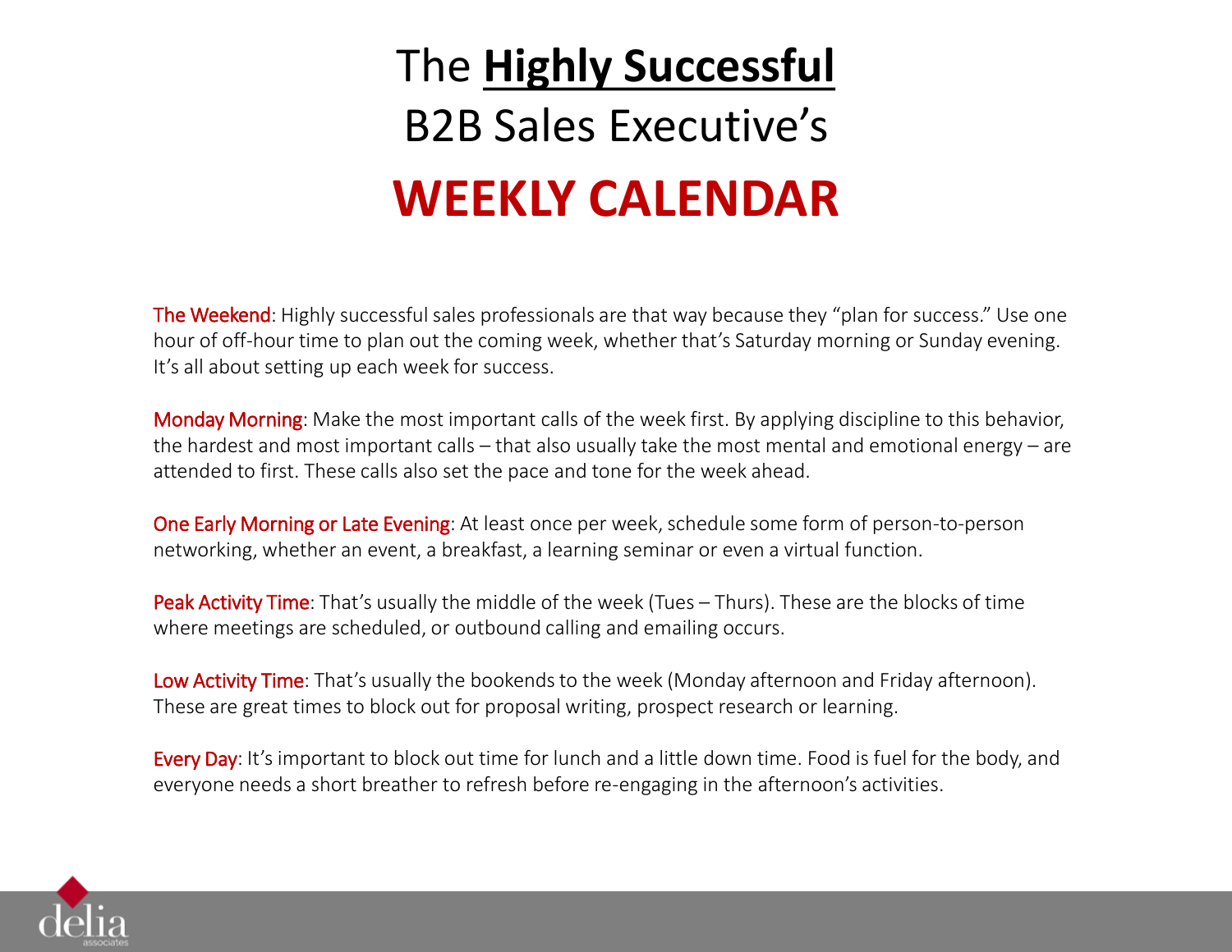# The **Highly Successful** B2B Sales Executive's **WEEKLY CALENDAR**

The Weekend: Highly successful sales professionals are that way because they "plan for success." Use one hour of off-hour time to plan out the coming week, whether that's Saturday morning or Sunday evening. It's all about setting up each week for success.

Monday Morning: Make the most important calls of the week first. By applying discipline to this behavior, the hardest and most important calls – that also usually take the most mental and emotional energy – are attended to first. These calls also set the pace and tone for the week ahead.

One Early Morning or Late Evening: At least once per week, schedule some form of person-to-person networking, whether an event, a breakfast, a learning seminar or even a virtual function.

Peak Activity Time: That's usually the middle of the week (Tues – Thurs). These are the blocks of time where meetings are scheduled, or outbound calling and emailing occurs.

Low Activity Time: That's usually the bookends to the week (Monday afternoon and Friday afternoon). These are great times to block out for proposal writing, prospect research or learning.

Every Day: It's important to block out time for lunch and a little down time. Food is fuel for the body, and everyone needs a short breather to refresh before re-engaging in the afternoon's activities.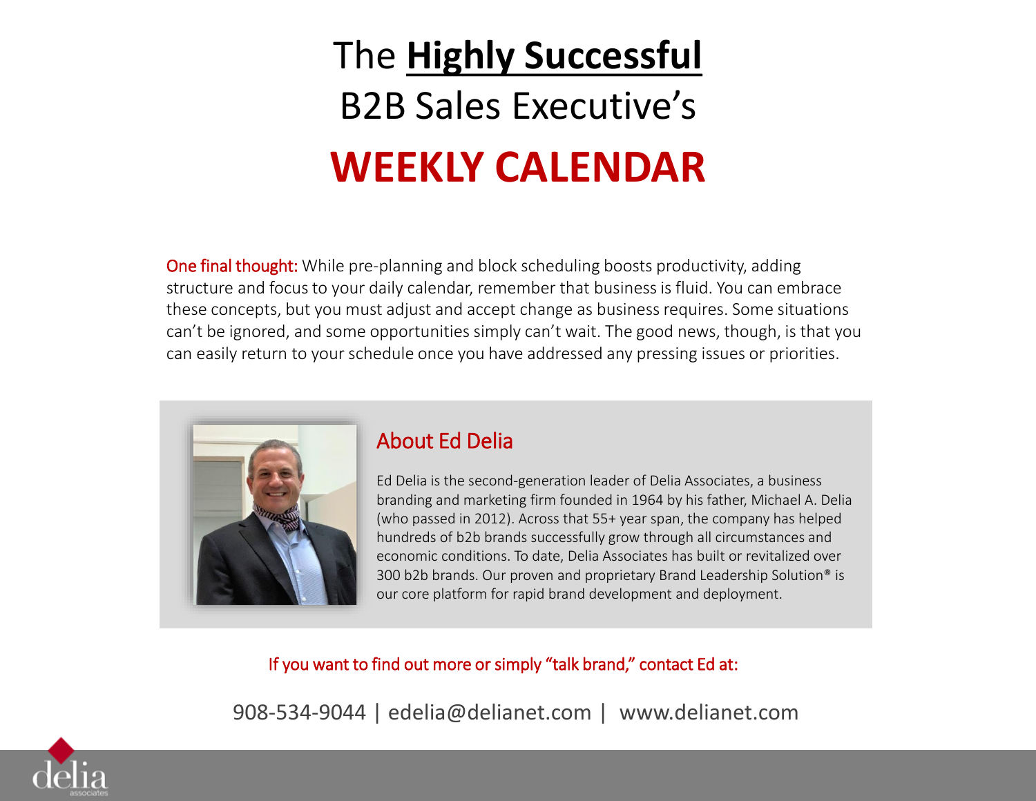# The **Highly Successful** B2B Sales Executive's

# WEEKLY CALENDAR

One final thought: While pre-planning and block scheduling boosts productivity, adding structure and focus to your daily calendar, remember that business is fluid. You can embrace these concepts, but you must adjust and accept change as business requires. Some situations can't be ignored, and some opportunities simply can't wait. The good news, though, is that you can easily return to your schedule once you have addressed any pressing issues or priorities.

## About Ed Delia

Ed Delia is the second-generation leader of Delia Associates, a business branding and marketing firm founded in 1964 by his father, Michael A. Delia (who passed in 2012). Across that 55+ year span, the company has helped hundreds of b2b brands successfully grow through all circumstances and economic conditions. To date, Delia Associates has built or revitalized over 300 b2b brands. Our proven and proprietary Brand Leadership Solution® is our core platform for rapid brand development and deployment.

If you want to find out more or simply "talk brand," contact Ed at:

908-534-9044 | edelia@delianet.com | www.delianet.com

delia associates